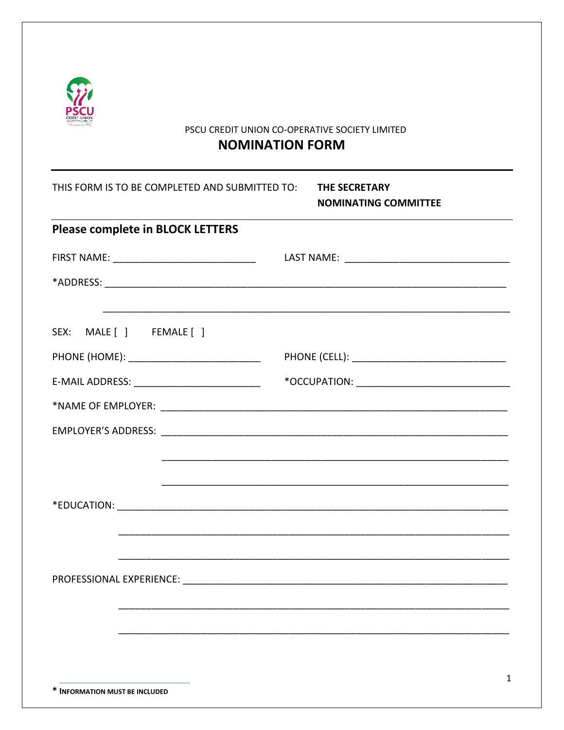PSCU CREDIT UNION CO-OPERATIVE SOCIETY LIMITED

# NOMINATION FORM

THIS FORM IS TO BE COMPLETED AND SUBMITTED TO: **THE SECRETARY**
**NOMINATING COMMITTEE**

## Please complete in BLOCK LETTERS

FIRST NAME: ___________________________ LAST NAME: _______________________________

*ADDRESS: ___________________________________________________________________________

___________________________________________________________________________

SEX: MALE [ ] FEMALE [ ]

PHONE (HOME): _________________________ PHONE (CELL): _____________________________

E-MAIL ADDRESS: ________________________ *OCCUPATION: _____________________________

*NAME OF EMPLOYER: _________________________________________________________________

EMPLOYER'S ADDRESS: _________________________________________________________________

_________________________________________________________________

_________________________________________________________________

*EDUCATION: _______________________________________________________________________

_______________________________________________________________________

_______________________________________________________________________

PROFESSIONAL EXPERIENCE: ___________________________________________________________

_______________________________________________________________________

_______________________________________________________________________

* **INFORMATION MUST BE INCLUDED**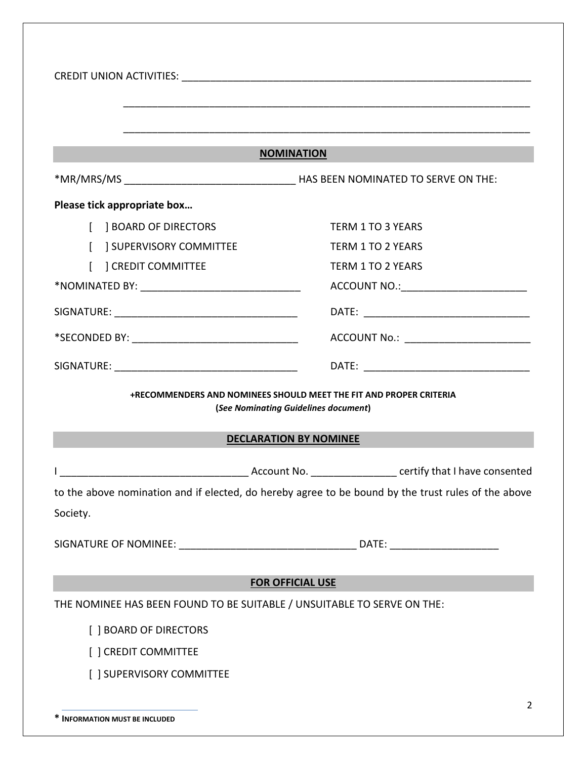CREDIT UNION ACTIVITIES: ________________________________________________________________

________________________________________________________________

________________________________________________________________

## NOMINATION

*MR/MRS/MS ______________________________ HAS BEEN NOMINATED TO SERVE ON THE:

**Please tick appropriate box…**

[ ] BOARD OF DIRECTORS TERM 1 TO 3 YEARS

[ ] SUPERVISORY COMMITTEE TERM 1 TO 2 YEARS

[ ] CREDIT COMMITTEE TERM 1 TO 2 YEARS

*NOMINATED BY: ____________________________ ACCOUNT NO.:______________________

SIGNATURE: ________________________________ DATE: _____________________________

*SECONDED BY: _____________________________ ACCOUNT No.: ______________________

SIGNATURE: ________________________________ DATE: _____________________________

**+RECOMMENDERS AND NOMINEES SHOULD MEET THE FIT AND PROPER CRITERIA**
**(*See Nominating Guidelines document*)**

## DECLARATION BY NOMINEE

I _________________________________ Account No. _______________ certify that I have consented to the above nomination and if elected, do hereby agree to be bound by the trust rules of the above Society.

SIGNATURE OF NOMINEE: _______________________________ DATE: ___________________

## FOR OFFICIAL USE

THE NOMINEE HAS BEEN FOUND TO BE SUITABLE / UNSUITABLE TO SERVE ON THE:

[ ] BOARD OF DIRECTORS

[ ] CREDIT COMMITTEE

[ ] SUPERVISORY COMMITTEE

**\* INFORMATION MUST BE INCLUDED**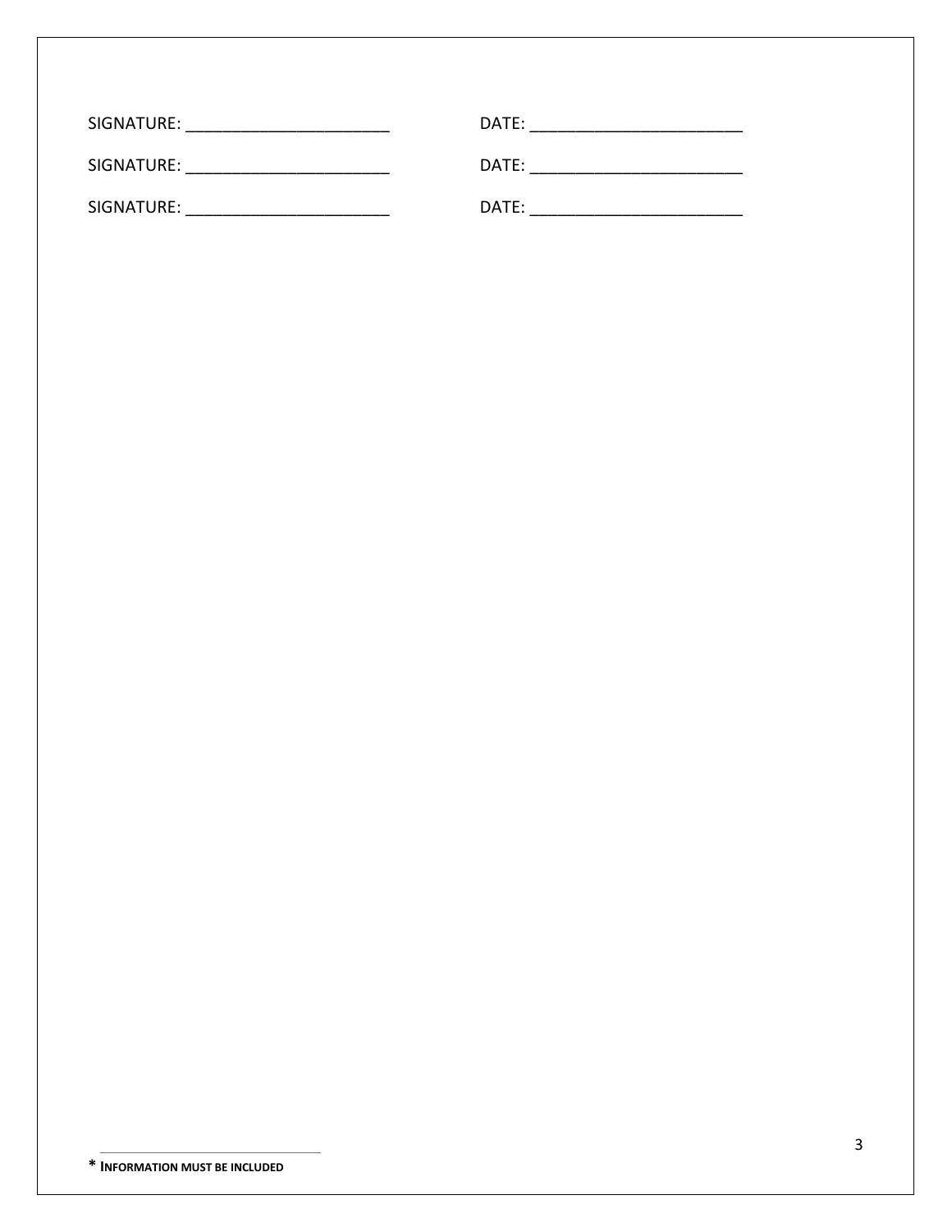SIGNATURE: ______________________ DATE: ______________________

SIGNATURE: ______________________ DATE: ______________________

SIGNATURE: ______________________ DATE: ______________________

* INFORMATION MUST BE INCLUDED